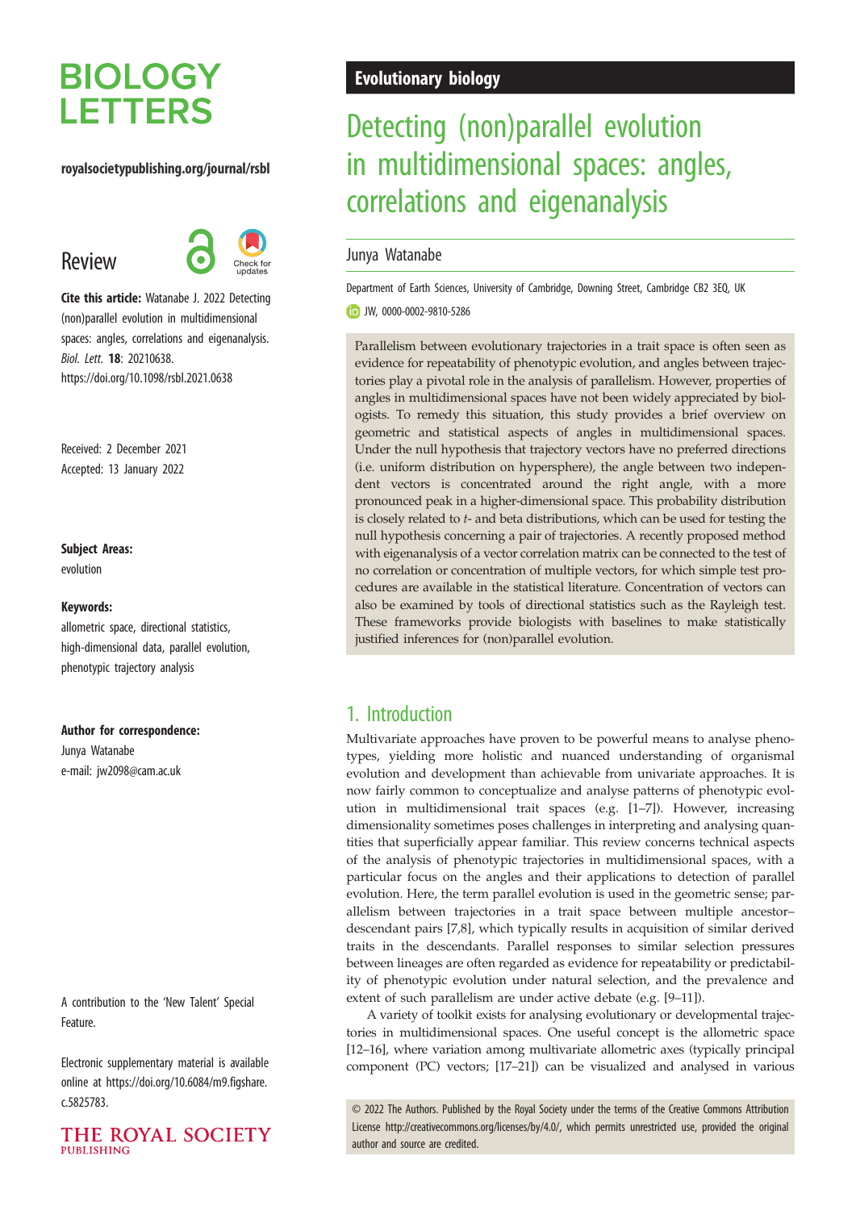# Detecting (non)parallel evolution in multidimensional spaces: angles, correlations and eigenanalysis

Junya Watanabe

Department of Earth Sciences, University of Cambridge, Downing Street, Cambridge CB2 3EQ, UK

JW, 0000-0002-9810-5286

Review

**Cite this article:** Watanabe J. 2022 Detecting (non)parallel evolution in multidimensional spaces: angles, correlations and eigenanalysis. *Biol. Lett.* **18**: 20210638. https://doi.org/10.1098/rsbl.2021.0638

Received: 2 December 2021
Accepted: 13 January 2022

**Subject Areas:**
evolution

**Keywords:**
allometric space, directional statistics, high-dimensional data, parallel evolution, phenotypic trajectory analysis

**Author for correspondence:**
Junya Watanabe
e-mail: jw2098@cam.ac.uk

A contribution to the 'New Talent' Special Feature.

Electronic supplementary material is available online at https://doi.org/10.6084/m9.figshare.c.5825783.

Parallelism between evolutionary trajectories in a trait space is often seen as evidence for repeatability of phenotypic evolution, and angles between trajectories play a pivotal role in the analysis of parallelism. However, properties of angles in multidimensional spaces have not been widely appreciated by biologists. To remedy this situation, this study provides a brief overview on geometric and statistical aspects of angles in multidimensional spaces. Under the null hypothesis that trajectory vectors have no preferred directions (i.e. uniform distribution on hypersphere), the angle between two independent vectors is concentrated around the right angle, with a more pronounced peak in a higher-dimensional space. This probability distribution is closely related to *t*- and beta distributions, which can be used for testing the null hypothesis concerning a pair of trajectories. A recently proposed method with eigenanalysis of a vector correlation matrix can be connected to the test of no correlation or concentration of multiple vectors, for which simple test procedures are available in the statistical literature. Concentration of vectors can also be examined by tools of directional statistics such as the Rayleigh test. These frameworks provide biologists with baselines to make statistically justified inferences for (non)parallel evolution.

## 1. Introduction

Multivariate approaches have proven to be powerful means to analyse phenotypes, yielding more holistic and nuanced understanding of organismal evolution and development than achievable from univariate approaches. It is now fairly common to conceptualize and analyse patterns of phenotypic evolution in multidimensional trait spaces (e.g. [1–7]). However, increasing dimensionality sometimes poses challenges in interpreting and analysing quantities that superficially appear familiar. This review concerns technical aspects of the analysis of phenotypic trajectories in multidimensional spaces, with a particular focus on the angles and their applications to detection of parallel evolution. Here, the term parallel evolution is used in the geometric sense; parallelism between trajectories in a trait space between multiple ancestor–descendant pairs [7,8], which typically results in acquisition of similar derived traits in the descendants. Parallel responses to similar selection pressures between lineages are often regarded as evidence for repeatability or predictability of phenotypic evolution under natural selection, and the prevalence and extent of such parallelism are under active debate (e.g. [9–11]).

A variety of toolkit exists for analysing evolutionary or developmental trajectories in multidimensional spaces. One useful concept is the allometric space [12–16], where variation among multivariate allometric axes (typically principal component (PC) vectors; [17–21]) can be visualized and analysed in various

© 2022 The Authors. Published by the Royal Society under the terms of the Creative Commons Attribution License http://creativecommons.org/licenses/by/4.0/, which permits unrestricted use, provided the original author and source are credited.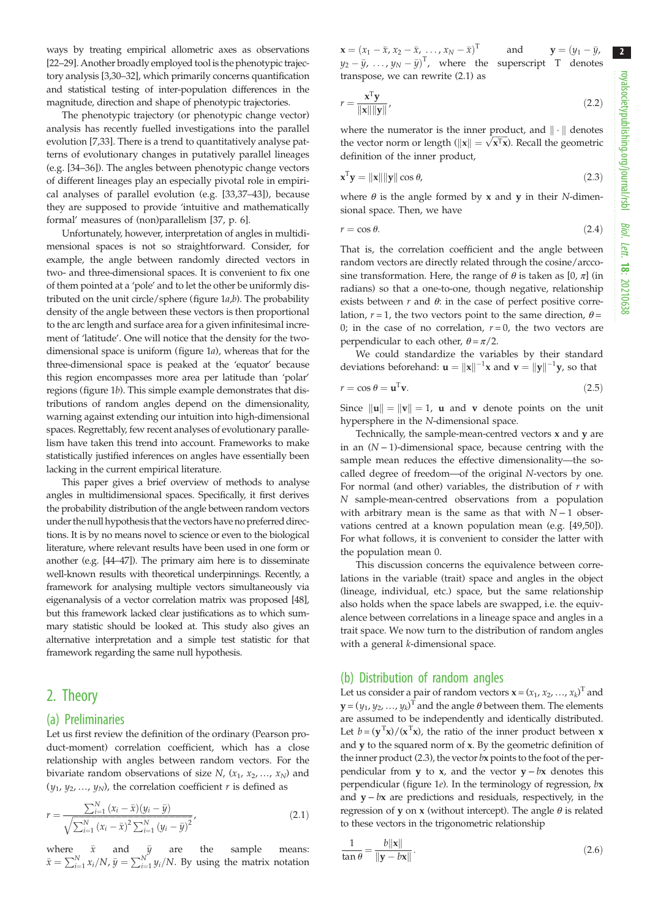ways by treating empirical allometric axes as observations [22–29]. Another broadly employed tool is the phenotypic trajectory analysis [3,30–32], which primarily concerns quantification and statistical testing of inter-population differences in the magnitude, direction and shape of phenotypic trajectories.

The phenotypic trajectory (or phenotypic change vector) analysis has recently fuelled investigations into the parallel evolution [7,33]. There is a trend to quantitatively analyse patterns of evolutionary changes in putatively parallel lineages (e.g. [34–36]). The angles between phenotypic change vectors of different lineages play an especially pivotal role in empirical analyses of parallel evolution (e.g. [33,37–43]), because they are supposed to provide 'intuitive and mathematically formal' measures of (non)parallelism [37, p. 6].

Unfortunately, however, interpretation of angles in multidimensional spaces is not so straightforward. Consider, for example, the angle between randomly directed vectors in two- and three-dimensional spaces. It is convenient to fix one of them pointed at a 'pole' and to let the other be uniformly distributed on the unit circle/sphere (figure 1*a*,*b*). The probability density of the angle between these vectors is then proportional to the arc length and surface area for a given infinitesimal increment of 'latitude'. One will notice that the density for the two-dimensional space is uniform (figure 1*a*), whereas that for the three-dimensional space is peaked at the 'equator' because this region encompasses more area per latitude than 'polar' regions (figure 1*b*). This simple example demonstrates that distributions of random angles depend on the dimensionality, warning against extending our intuition into high-dimensional spaces. Regrettably, few recent analyses of evolutionary parallelism have taken this trend into account. Frameworks to make statistically justified inferences on angles have essentially been lacking in the current empirical literature.

This paper gives a brief overview of methods to analyse angles in multidimensional spaces. Specifically, it first derives the probability distribution of the angle between random vectors under the null hypothesis that the vectors have no preferred directions. It is by no means novel to science or even to the biological literature, where relevant results have been used in one form or another (e.g. [44–47]). The primary aim here is to disseminate well-known results with theoretical underpinnings. Recently, a framework for analysing multiple vectors simultaneously via eigenanalysis of a vector correlation matrix was proposed [48], but this framework lacked clear justifications as to which summary statistic should be looked at. This study also gives an alternative interpretation and a simple test statistic for that framework regarding the same null hypothesis.

# 2. Theory

## (a) Preliminaries

Let us first review the definition of the ordinary (Pearson product-moment) correlation coefficient, which has a close relationship with angles between random vectors. For the bivariate random observations of size $N$, $(x_1, x_2, \ldots, x_N)$ and $(y_1, y_2, \ldots, y_N)$, the correlation coefficient $r$ is defined as

$$r = \frac{\sum_{i=1}^{N} (x_i - \bar{x})(y_i - \bar{y})}{\sqrt{\sum_{i=1}^{N} (x_i - \bar{x})^2 \sum_{i=1}^{N} (y_i - \bar{y})^2}}, \tag{2.1}$$

where $\bar{x}$ and $\bar{y}$ are the sample means: $\bar{x} = \sum_{i=1}^{N} x_i/N$, $\bar{y} = \sum_{i=1}^{N} y_i/N$. By using the matrix notation $\mathbf{x} = (x_1 - \bar{x}, x_2 - \bar{x}, \ldots, x_N - \bar{x})^{\mathrm{T}}$ and $\mathbf{y} = (y_1 - \bar{y}, y_2 - \bar{y}, \ldots, y_N - \bar{y})^{\mathrm{T}}$, where the superscript T denotes transpose, we can rewrite (2.1) as

$$r = \frac{\mathbf{x}^{\mathrm{T}}\mathbf{y}}{\|\mathbf{x}\|\|\mathbf{y}\|}, \tag{2.2}$$

where the numerator is the inner product, and $\|\cdot\|$ denotes the vector norm or length ($\|\mathbf{x}\| = \sqrt{\mathbf{x}^{\mathrm{T}}\mathbf{x}}$). Recall the geometric definition of the inner product,

$$\mathbf{x}^{\mathrm{T}}\mathbf{y} = \|\mathbf{x}\|\|\mathbf{y}\| \cos\theta, \tag{2.3}$$

where $\theta$ is the angle formed by $\mathbf{x}$ and $\mathbf{y}$ in their $N$-dimensional space. Then, we have

$$r = \cos\theta. \tag{2.4}$$

That is, the correlation coefficient and the angle between random vectors are directly related through the cosine/arccosine transformation. Here, the range of $\theta$ is taken as $[0, \pi]$ (in radians) so that a one-to-one, though negative, relationship exists between $r$ and $\theta$: in the case of perfect positive correlation, $r = 1$, the two vectors point to the same direction, $\theta = 0$; in the case of no correlation, $r = 0$, the two vectors are perpendicular to each other, $\theta = \pi/2$.

We could standardize the variables by their standard deviations beforehand: $\mathbf{u} = \|\mathbf{x}\|^{-1}\mathbf{x}$ and $\mathbf{v} = \|\mathbf{y}\|^{-1}\mathbf{y}$, so that

$$r = \cos\theta = \mathbf{u}^{\mathrm{T}}\mathbf{v}. \tag{2.5}$$

Since $\|\mathbf{u}\| = \|\mathbf{v}\| = 1$, $\mathbf{u}$ and $\mathbf{v}$ denote points on the unit hypersphere in the $N$-dimensional space.

Technically, the sample-mean-centred vectors $\mathbf{x}$ and $\mathbf{y}$ are in an $(N-1)$-dimensional space, because centring with the sample mean reduces the effective dimensionality—the so-called degree of freedom—of the original $N$-vectors by one. For normal (and other) variables, the distribution of $r$ with $N$ sample-mean-centred observations from a population with arbitrary mean is the same as that with $N-1$ observations centred at a known population mean (e.g. [49,50]). For what follows, it is convenient to consider the latter with the population mean 0.

This discussion concerns the equivalence between correlations in the variable (trait) space and angles in the object (lineage, individual, etc.) space, but the same relationship also holds when the space labels are swapped, i.e. the equivalence between correlations in a lineage space and angles in a trait space. We now turn to the distribution of random angles with a general $k$-dimensional space.

## (b) Distribution of random angles

Let us consider a pair of random vectors $\mathbf{x} = (x_1, x_2, \ldots, x_k)^{\mathrm{T}}$ and $\mathbf{y} = (y_1, y_2, \ldots, y_k)^{\mathrm{T}}$ and the angle $\theta$ between them. The elements are assumed to be independently and identically distributed. Let $b = (\mathbf{y}^{\mathrm{T}}\mathbf{x})/(\mathbf{x}^{\mathrm{T}}\mathbf{x})$, the ratio of the inner product between $\mathbf{x}$ and $\mathbf{y}$ to the squared norm of $\mathbf{x}$. By the geometric definition of the inner product (2.3), the vector $b\mathbf{x}$ points to the foot of the perpendicular from $\mathbf{y}$ to $\mathbf{x}$, and the vector $\mathbf{y} - b\mathbf{x}$ denotes this perpendicular (figure 1*e*). In the terminology of regression, $b\mathbf{x}$ and $\mathbf{y} - b\mathbf{x}$ are predictions and residuals, respectively, in the regression of $\mathbf{y}$ on $\mathbf{x}$ (without intercept). The angle $\theta$ is related to these vectors in the trigonometric relationship

$$\frac{1}{\tan\theta} = \frac{b\|\mathbf{x}\|}{\|\mathbf{y} - b\mathbf{x}\|}. \tag{2.6}$$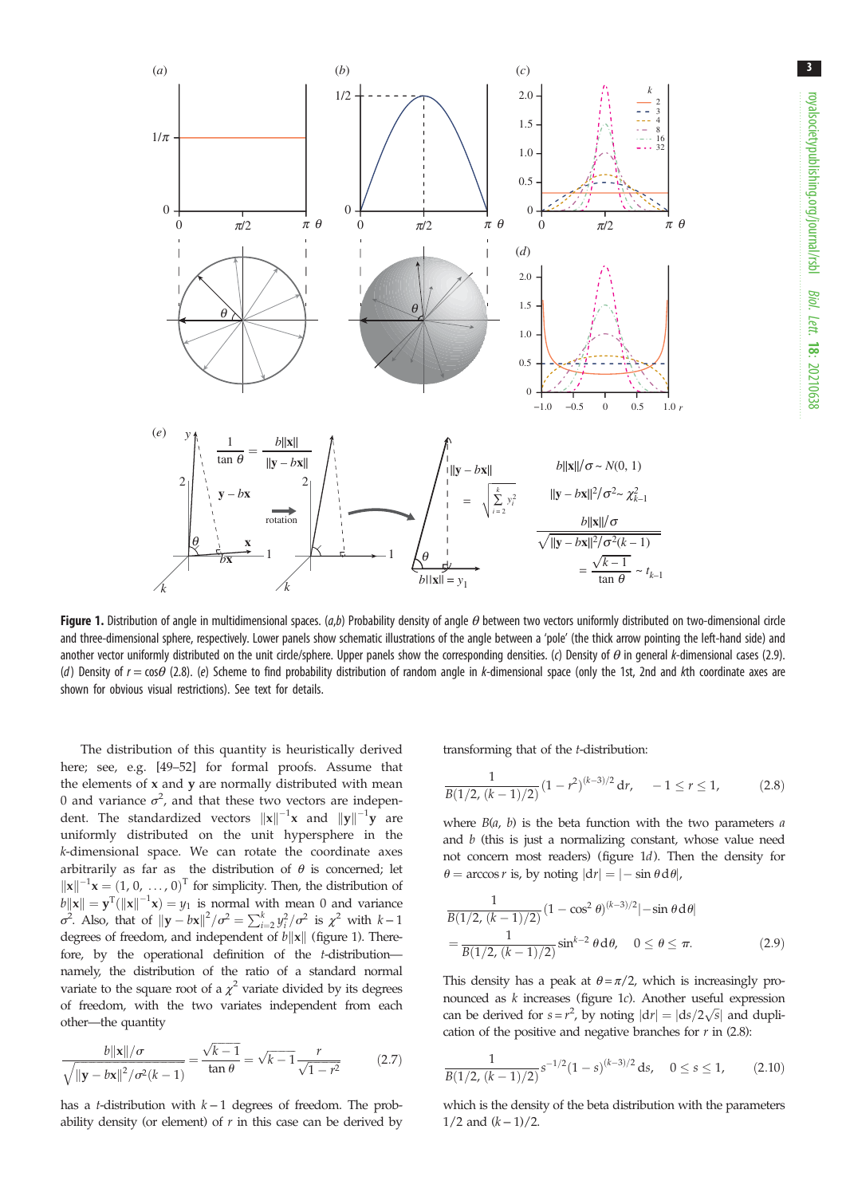**Figure 1.** Distribution of angle in multidimensional spaces. (*a*,*b*) Probability density of angle $\theta$ between two vectors uniformly distributed on two-dimensional circle and three-dimensional sphere, respectively. Lower panels show schematic illustrations of the angle between a 'pole' (the thick arrow pointing the left-hand side) and another vector uniformly distributed on the unit circle/sphere. Upper panels show the corresponding densities. (*c*) Density of $\theta$ in general *k*-dimensional cases (2.9). (*d*) Density of $r = \cos\theta$ (2.8). (*e*) Scheme to find probability distribution of random angle in *k*-dimensional space (only the 1st, 2nd and *k*th coordinate axes are shown for obvious visual restrictions). See text for details.

The distribution of this quantity is heuristically derived here; see, e.g. [49–52] for formal proofs. Assume that the elements of $\mathbf{x}$ and $\mathbf{y}$ are normally distributed with mean 0 and variance $\sigma^2$, and that these two vectors are independent. The standardized vectors $\|\mathbf{x}\|^{-1}\mathbf{x}$ and $\|\mathbf{y}\|^{-1}\mathbf{y}$ are uniformly distributed on the unit hypersphere in the *k*-dimensional space. We can rotate the coordinate axes arbitrarily as far as the distribution of $\theta$ is concerned; let $\|\mathbf{x}\|^{-1}\mathbf{x} = (1, 0, \ldots, 0)^{\mathrm{T}}$ for simplicity. Then, the distribution of $b\|\mathbf{x}\| = \mathbf{y}^{\mathrm{T}}(\|\mathbf{x}\|^{-1}\mathbf{x}) = y_1$ is normal with mean 0 and variance $\sigma^2$. Also, that of $\|\mathbf{y} - b\mathbf{x}\|^2/\sigma^2 = \sum_{i=2}^{k} y_i^2/\sigma^2$ is $\chi^2$ with $k-1$ degrees of freedom, and independent of $b\|\mathbf{x}\|$ (figure 1). Therefore, by the operational definition of the *t*-distribution—namely, the distribution of the ratio of a standard normal variate to the square root of a $\chi^2$ variate divided by its degrees of freedom, with the two variates independent from each other—the quantity

$$\frac{b\|\mathbf{x}\|/\sigma}{\sqrt{\|\mathbf{y} - b\mathbf{x}\|^2/\sigma^2(k-1)}} = \frac{\sqrt{k-1}}{\tan\theta} = \sqrt{k-1}\,\frac{r}{\sqrt{1-r^2}} \tag{2.7}$$

has a *t*-distribution with $k-1$ degrees of freedom. The probability density (or element) of *r* in this case can be derived by transforming that of the *t*-distribution:

$$\frac{1}{B(1/2, (k-1)/2)}(1-r^2)^{(k-3)/2}\,\mathrm{d}r, \quad -1 \le r \le 1, \tag{2.8}$$

where $B(a, b)$ is the beta function with the two parameters *a* and *b* (this is just a normalizing constant, whose value need not concern most readers) (figure 1*d*). Then the density for $\theta = \arccos r$ is, by noting $|\mathrm{d}r| = |-\sin\theta\,\mathrm{d}\theta|$,

$$\begin{aligned}&\frac{1}{B(1/2, (k-1)/2)}(1-\cos^2\theta)^{(k-3)/2}|-\sin\theta\,\mathrm{d}\theta| \\ &= \frac{1}{B(1/2, (k-1)/2)}\sin^{k-2}\theta\,\mathrm{d}\theta, \quad 0 \le \theta \le \pi.\end{aligned} \tag{2.9}$$

This density has a peak at $\theta = \pi/2$, which is increasingly pronounced as *k* increases (figure 1*c*). Another useful expression can be derived for $s = r^2$, by noting $|\mathrm{d}r| = |\mathrm{d}s/2\sqrt{s}|$ and duplication of the positive and negative branches for *r* in (2.8):

$$\frac{1}{B(1/2, (k-1)/2)}s^{-1/2}(1-s)^{(k-3)/2}\,\mathrm{d}s, \quad 0 \le s \le 1, \tag{2.10}$$

which is the density of the beta distribution with the parameters $1/2$ and $(k-1)/2$.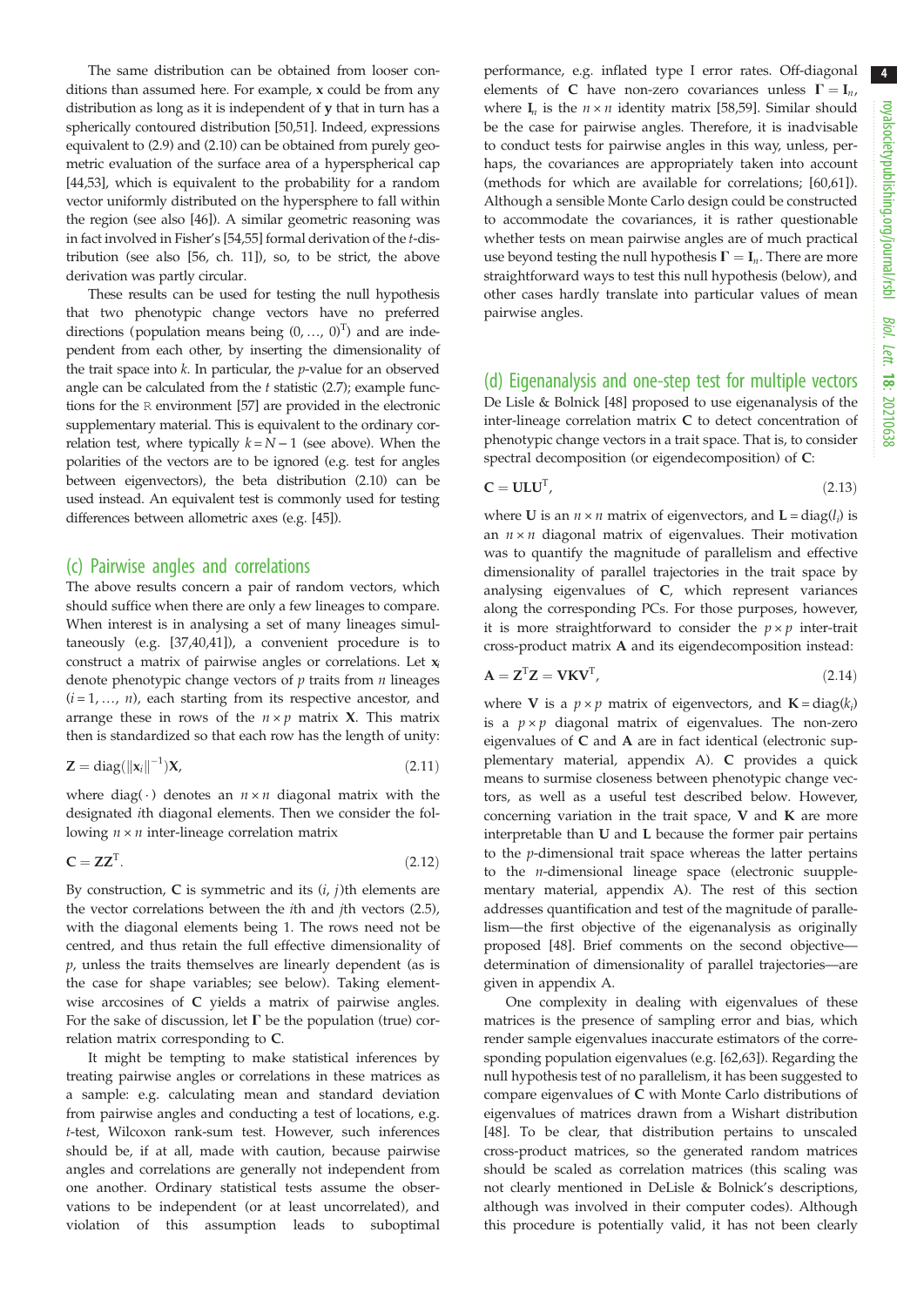The same distribution can be obtained from looser conditions than assumed here. For example, $\mathbf{x}$ could be from any distribution as long as it is independent of $\mathbf{y}$ that in turn has a spherically contoured distribution [50,51]. Indeed, expressions equivalent to (2.9) and (2.10) can be obtained from purely geometric evaluation of the surface area of a hyperspherical cap [44,53], which is equivalent to the probability for a random vector uniformly distributed on the hypersphere to fall within the region (see also [46]). A similar geometric reasoning was in fact involved in Fisher's [54,55] formal derivation of the *t*-distribution (see also [56, ch. 11]), so, to be strict, the above derivation was partly circular.

These results can be used for testing the null hypothesis that two phenotypic change vectors have no preferred directions (population means being $(0, \ldots, 0)^{\mathrm{T}}$) and are independent from each other, by inserting the dimensionality of the trait space into $k$. In particular, the *p*-value for an observed angle can be calculated from the *t* statistic (2.7); example functions for the R environment [57] are provided in the electronic supplementary material. This is equivalent to the ordinary correlation test, where typically $k = N - 1$ (see above). When the polarities of the vectors are to be ignored (e.g. test for angles between eigenvectors), the beta distribution (2.10) can be used instead. An equivalent test is commonly used for testing differences between allometric axes (e.g. [45]).

## (c) Pairwise angles and correlations

The above results concern a pair of random vectors, which should suffice when there are only a few lineages to compare. When interest is in analysing a set of many lineages simultaneously (e.g. [37,40,41]), a convenient procedure is to construct a matrix of pairwise angles or correlations. Let $\mathbf{x}_i$ denote phenotypic change vectors of $p$ traits from $n$ lineages ($i = 1, \ldots, n$), each starting from its respective ancestor, and arrange these in rows of the $n \times p$ matrix $\mathbf{X}$. This matrix then is standardized so that each row has the length of unity:

$$\mathbf{Z} = \mathrm{diag}(\|\mathbf{x}_i\|^{-1})\mathbf{X}, \tag{2.11}$$

where $\mathrm{diag}(\cdot)$ denotes an $n \times n$ diagonal matrix with the designated $i$th diagonal elements. Then we consider the following $n \times n$ inter-lineage correlation matrix

$$\mathbf{C} = \mathbf{Z}\mathbf{Z}^{\mathrm{T}}. \tag{2.12}$$

By construction, $\mathbf{C}$ is symmetric and its $(i, j)$th elements are the vector correlations between the $i$th and $j$th vectors (2.5), with the diagonal elements being 1. The rows need not be centred, and thus retain the full effective dimensionality of $p$, unless the traits themselves are linearly dependent (as is the case for shape variables; see below). Taking elementwise arccosines of $\mathbf{C}$ yields a matrix of pairwise angles. For the sake of discussion, let $\boldsymbol{\Gamma}$ be the population (true) correlation matrix corresponding to $\mathbf{C}$.

It might be tempting to make statistical inferences by treating pairwise angles or correlations in these matrices as a sample: e.g. calculating mean and standard deviation from pairwise angles and conducting a test of locations, e.g. *t*-test, Wilcoxon rank-sum test. However, such inferences should be, if at all, made with caution, because pairwise angles and correlations are generally not independent from one another. Ordinary statistical tests assume the observations to be independent (or at least uncorrelated), and violation of this assumption leads to suboptimal performance, e.g. inflated type I error rates. Off-diagonal elements of $\mathbf{C}$ have non-zero covariances unless $\boldsymbol{\Gamma} = \mathbf{I}_n$, where $\mathbf{I}_n$ is the $n \times n$ identity matrix [58,59]. Similar should be the case for pairwise angles. Therefore, it is inadvisable to conduct tests for pairwise angles in this way, unless, perhaps, the covariances are appropriately taken into account (methods for which are available for correlations; [60,61]). Although a sensible Monte Carlo design could be constructed to accommodate the covariances, it is rather questionable whether tests on mean pairwise angles are of much practical use beyond testing the null hypothesis $\boldsymbol{\Gamma} = \mathbf{I}_n$. There are more straightforward ways to test this null hypothesis (below), and other cases hardly translate into particular values of mean pairwise angles.

## (d) Eigenanalysis and one-step test for multiple vectors

De Lisle & Bolnick [48] proposed to use eigenanalysis of the inter-lineage correlation matrix $\mathbf{C}$ to detect concentration of phenotypic change vectors in a trait space. That is, to consider spectral decomposition (or eigendecomposition) of $\mathbf{C}$:

$$\mathbf{C} = \mathbf{U}\mathbf{L}\mathbf{U}^{\mathrm{T}}, \tag{2.13}$$

where $\mathbf{U}$ is an $n \times n$ matrix of eigenvectors, and $\mathbf{L} = \mathrm{diag}(l_i)$ is an $n \times n$ diagonal matrix of eigenvalues. Their motivation was to quantify the magnitude of parallelism and effective dimensionality of parallel trajectories in the trait space by analysing eigenvalues of $\mathbf{C}$, which represent variances along the corresponding PCs. For those purposes, however, it is more straightforward to consider the $p \times p$ inter-trait cross-product matrix $\mathbf{A}$ and its eigendecomposition instead:

$$\mathbf{A} = \mathbf{Z}^{\mathrm{T}}\mathbf{Z} = \mathbf{V}\mathbf{K}\mathbf{V}^{\mathrm{T}}, \tag{2.14}$$

where $\mathbf{V}$ is a $p \times p$ matrix of eigenvectors, and $\mathbf{K} = \mathrm{diag}(k_i)$ is a $p \times p$ diagonal matrix of eigenvalues. The non-zero eigenvalues of $\mathbf{C}$ and $\mathbf{A}$ are in fact identical (electronic supplementary material, appendix A). $\mathbf{C}$ provides a quick means to surmise closeness between phenotypic change vectors, as well as a useful test described below. However, concerning variation in the trait space, $\mathbf{V}$ and $\mathbf{K}$ are more interpretable than $\mathbf{U}$ and $\mathbf{L}$ because the former pair pertains to the $p$-dimensional trait space whereas the latter pertains to the $n$-dimensional lineage space (electronic suupplementary material, appendix A). The rest of this section addresses quantification and test of the magnitude of parallelism—the first objective of the eigenanalysis as originally proposed [48]. Brief comments on the second objective—determination of dimensionality of parallel trajectories—are given in appendix A.

One complexity in dealing with eigenvalues of these matrices is the presence of sampling error and bias, which render sample eigenvalues inaccurate estimators of the corresponding population eigenvalues (e.g. [62,63]). Regarding the null hypothesis test of no parallelism, it has been suggested to compare eigenvalues of $\mathbf{C}$ with Monte Carlo distributions of eigenvalues of matrices drawn from a Wishart distribution [48]. To be clear, that distribution pertains to unscaled cross-product matrices, so the generated random matrices should be scaled as correlation matrices (this scaling was not clearly mentioned in DeLisle & Bolnick's descriptions, although was involved in their computer codes). Although this procedure is potentially valid, it has not been clearly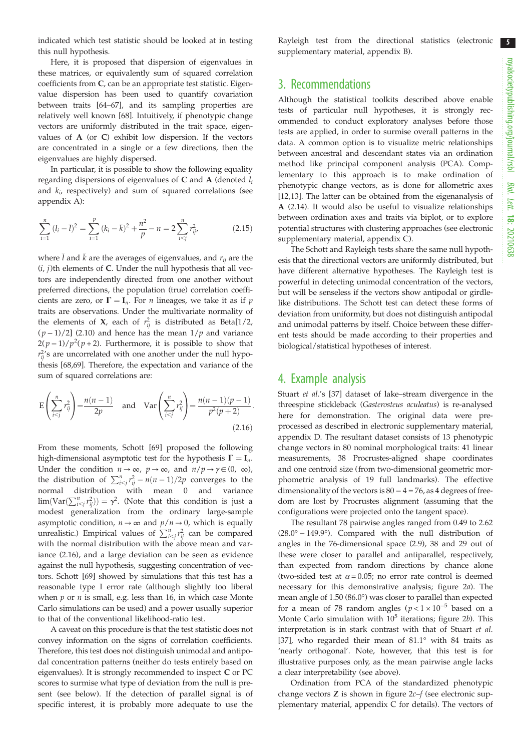indicated which test statistic should be looked at in testing this null hypothesis.

Here, it is proposed that dispersion of eigenvalues in these matrices, or equivalently sum of squared correlation coefficients from **C**, can be an appropriate test statistic. Eigenvalue dispersion has been used to quantify covariation between traits [64–67], and its sampling properties are relatively well known [68]. Intuitively, if phenotypic change vectors are uniformly distributed in the trait space, eigenvalues of **A** (or **C**) exhibit low dispersion. If the vectors are concentrated in a single or a few directions, then the eigenvalues are highly dispersed.

In particular, it is possible to show the following equality regarding dispersions of eigenvalues of **C** and **A** (denoted $l_i$ and $k_i$, respectively) and sum of squared correlations (see appendix A):

$$\sum_{i=1}^{n} (l_i - \bar{l})^2 = \sum_{i=1}^{p} (k_i - \bar{k})^2 + \frac{n^2}{p} - n = 2\sum_{i<j}^{n} r_{ij}^2, \tag{2.15}$$

where $\bar{l}$ and $\bar{k}$ are the averages of eigenvalues, and $r_{ij}$ are the $(i, j)$th elements of **C**. Under the null hypothesis that all vectors are independently directed from one another without preferred directions, the population (true) correlation coefficients are zero, or $\mathbf{\Gamma} = \mathbf{I}_n$. For $n$ lineages, we take it as if $p$ traits are observations. Under the multivariate normality of the elements of **X**, each of $r_{ij}^2$ is distributed as Beta$[1/2, (p-1)/2]$ (2.10) and hence has the mean $1/p$ and variance $2(p-1)/p^2(p+2)$. Furthermore, it is possible to show that $r_{ij}^2$'s are uncorrelated with one another under the null hypothesis [68,69]. Therefore, the expectation and variance of the sum of squared correlations are:

$$\mathrm{E}\left(\sum_{i<j}^{n} r_{ij}^2\right) = \frac{n(n-1)}{2p} \quad \text{and} \quad \mathrm{Var}\left(\sum_{i<j}^{n} r_{ij}^2\right) = \frac{n(n-1)(p-1)}{p^2(p+2)}. \tag{2.16}$$

From these moments, Schott [69] proposed the following high-dimensional asymptotic test for the hypothesis $\mathbf{\Gamma} = \mathbf{I}_n$. Under the condition $n \to \infty$, $p \to \infty$, and $n/p \to \gamma \in (0, \infty)$, the distribution of $\sum_{i<j}^{n} r_{ij}^2 - n(n-1)/2p$ converges to the normal distribution with mean 0 and variance $\lim(\mathrm{Var}(\sum_{i<j}^{n} r_{ij}^2)) = \gamma^2$. (Note that this condition is just a modest generalization from the ordinary large-sample asymptotic condition, $n \to \infty$ and $p/n \to 0$, which is equally unrealistic.) Empirical values of $\sum_{i<j}^{n} r_{ij}^2$ can be compared with the normal distribution with the above mean and variance (2.16), and a large deviation can be seen as evidence against the null hypothesis, suggesting concentration of vectors. Schott [69] showed by simulations that this test has a reasonable type I error rate (although slightly too liberal when $p$ or $n$ is small, e.g. less than 16, in which case Monte Carlo simulations can be used) and a power usually superior to that of the conventional likelihood-ratio test.

A caveat on this procedure is that the test statistic does not convey information on the signs of correlation coefficients. Therefore, this test does not distinguish unimodal and antipodal concentration patterns (neither do tests entirely based on eigenvalues). It is strongly recommended to inspect **C** or PC scores to surmise what type of deviation from the null is present (see below). If the detection of parallel signal is of specific interest, it is probably more adequate to use the Rayleigh test from the directional statistics (electronic supplementary material, appendix B).

## 3. Recommendations

Although the statistical toolkits described above enable tests of particular null hypotheses, it is strongly recommended to conduct exploratory analyses before those tests are applied, in order to surmise overall patterns in the data. A common option is to visualize metric relationships between ancestral and descendant states via an ordination method like principal component analysis (PCA). Complementary to this approach is to make ordination of phenotypic change vectors, as is done for allometric axes [12,13]. The latter can be obtained from the eigenanalysis of **A** (2.14). It would also be useful to visualize relationships between ordination axes and traits via biplot, or to explore potential structures with clustering approaches (see electronic supplementary material, appendix C).

The Schott and Rayleigh tests share the same null hypothesis that the directional vectors are uniformly distributed, but have different alternative hypotheses. The Rayleigh test is powerful in detecting unimodal concentration of the vectors, but will be senseless if the vectors show antipodal or girdle-like distributions. The Schott test can detect these forms of deviation from uniformity, but does not distinguish antipodal and unimodal patterns by itself. Choice between these different tests should be made according to their properties and biological/statistical hypotheses of interest.

## 4. Example analysis

Stuart *et al.*'s [37] dataset of lake–stream divergence in the threespine stickleback (*Gasterosteus aculeatus*) is re-analysed here for demonstration. The original data were pre-processed as described in electronic supplementary material, appendix D. The resultant dataset consists of 13 phenotypic change vectors in 80 nominal morphological traits: 41 linear measurements, 38 Procrustes-aligned shape coordinates and one centroid size (from two-dimensional geometric morphometric analysis of 19 full landmarks). The effective dimensionality of the vectors is $80 - 4 = 76$, as 4 degrees of freedom are lost by Procrustes alignment (assuming that the configurations were projected onto the tangent space).

The resultant 78 pairwise angles ranged from 0.49 to 2.62 ($28.0° - 149.9°$). Compared with the null distribution of angles in the 76-dimensional space (2.9), 38 and 29 out of these were closer to parallel and antiparallel, respectively, than expected from random directions by chance alone (two-sided test at $\alpha = 0.05$; no error rate control is deemed necessary for this demonstrative analysis; figure 2*a*). The mean angle of 1.50 (86.0°) was closer to parallel than expected for a mean of 78 random angles ($p < 1 \times 10^{-5}$ based on a Monte Carlo simulation with $10^5$ iterations; figure 2*b*). This interpretation is in stark contrast with that of Stuart *et al.* [37], who regarded their mean of 81.1° with 84 traits as 'nearly orthogonal'. Note, however, that this test is for illustrative purposes only, as the mean pairwise angle lacks a clear interpretability (see above).

Ordination from PCA of the standardized phenotypic change vectors **Z** is shown in figure 2*c–f* (see electronic supplementary material, appendix C for details). The vectors of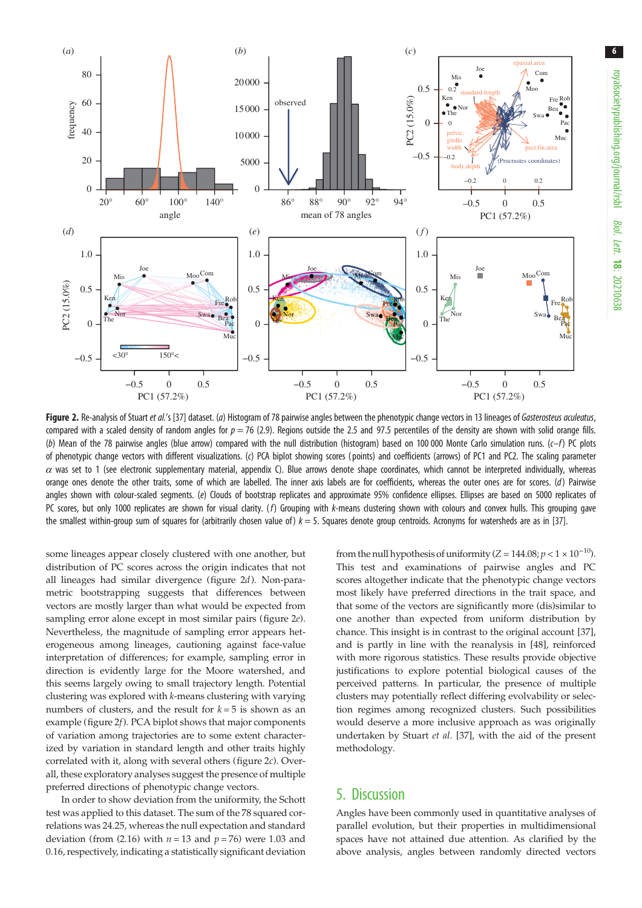**Figure 2.** Re-analysis of Stuart *et al.*'s [37] dataset. (*a*) Histogram of 78 pairwise angles between the phenotypic change vectors in 13 lineages of *Gasterosteus aculeatus*, compared with a scaled density of random angles for $p = 76$ (2.9). Regions outside the 2.5 and 97.5 percentiles of the density are shown with solid orange fills. (*b*) Mean of the 78 pairwise angles (blue arrow) compared with the null distribution (histogram) based on 100 000 Monte Carlo simulation runs. (*c–f*) PC plots of phenotypic change vectors with different visualizations. (*c*) PCA biplot showing scores (points) and coefficients (arrows) of PC1 and PC2. The scaling parameter $\alpha$ was set to 1 (see electronic supplementary material, appendix C). Blue arrows denote shape coordinates, which cannot be interpreted individually, whereas orange ones denote the other traits, some of which are labelled. The inner axis labels are for coefficients, whereas the outer ones are for scores. (*d*) Pairwise angles with colour-scaled segments. (*e*) Clouds of bootstrap replicates and approximate 95% confidence ellipses. Ellipses are based on 5000 replicates of PC scores, but only 1000 replicates are shown for visual clarity. (*f*) Grouping with *k*-means clustering shown with colours and convex hulls. This grouping gave the smallest within-group sum of squares for (arbitrarily chosen value of) $k = 5$. Squares denote group centroids. Acronyms for watersheds are as in [37].

some lineages appear closely clustered with one another, but distribution of PC scores across the origin indicates that not all lineages had similar divergence (figure 2*d*). Non-parametric bootstrapping suggests that differences between vectors are mostly larger than what would be expected from sampling error alone except in most similar pairs (figure 2*e*). Nevertheless, the magnitude of sampling error appears heterogeneous among lineages, cautioning against face-value interpretation of differences; for example, sampling error in direction is evidently large for the Moore watershed, and this seems largely owing to small trajectory length. Potential clustering was explored with *k*-means clustering with varying numbers of clusters, and the result for $k = 5$ is shown as an example (figure 2*f*). PCA biplot shows that major components of variation among trajectories are to some extent characterized by variation in standard length and other traits highly correlated with it, along with several others (figure 2*c*). Overall, these exploratory analyses suggest the presence of multiple preferred directions of phenotypic change vectors.

In order to show deviation from the uniformity, the Schott test was applied to this dataset. The sum of the 78 squared correlations was 24.25, whereas the null expectation and standard deviation (from (2.16) with $n = 13$ and $p = 76$) were 1.03 and 0.16, respectively, indicating a statistically significant deviation from the null hypothesis of uniformity ($Z = 144.08$; $p < 1 \times 10^{-10}$). This test and examinations of pairwise angles and PC scores altogether indicate that the phenotypic change vectors most likely have preferred directions in the trait space, and that some of the vectors are significantly more (dis)similar to one another than expected from uniform distribution by chance. This insight is in contrast to the original account [37], and is partly in line with the reanalysis in [48], reinforced with more rigorous statistics. These results provide objective justifications to explore potential biological causes of the perceived patterns. In particular, the presence of multiple clusters may potentially reflect differing evolvability or selection regimes among recognized clusters. Such possibilities would deserve a more inclusive approach as was originally undertaken by Stuart *et al.* [37], with the aid of the present methodology.

## 5. Discussion

Angles have been commonly used in quantitative analyses of parallel evolution, but their properties in multidimensional spaces have not attained due attention. As clarified by the above analysis, angles between randomly directed vectors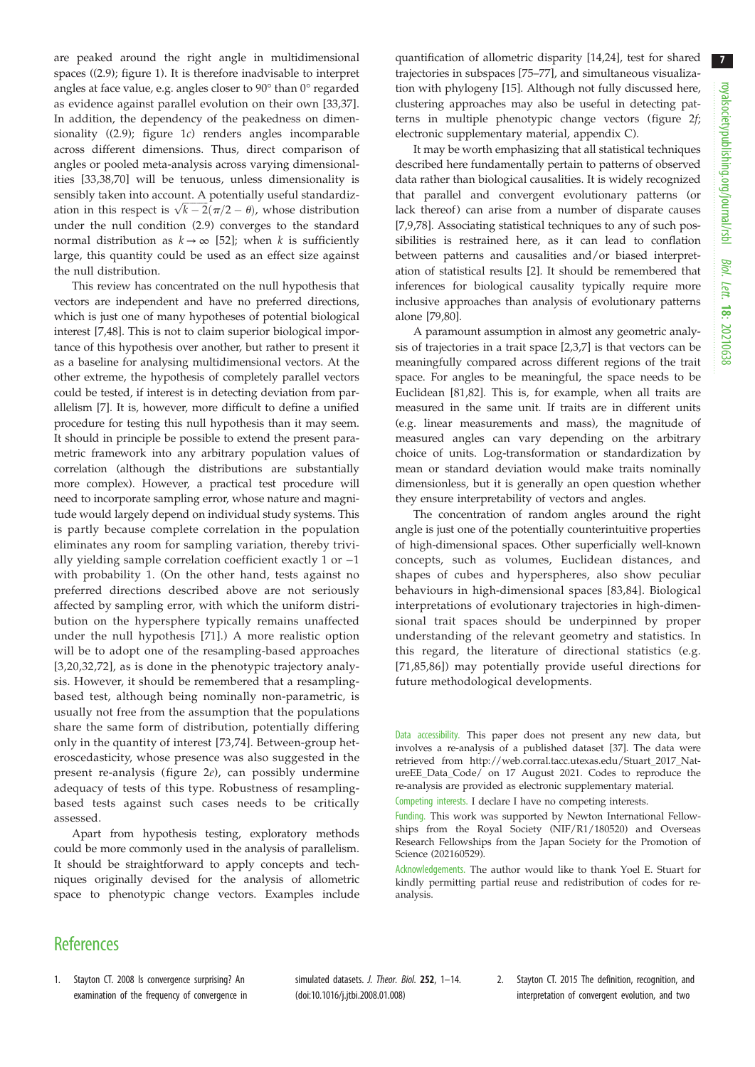are peaked around the right angle in multidimensional spaces ((2.9); figure 1). It is therefore inadvisable to interpret angles at face value, e.g. angles closer to 90° than 0° regarded as evidence against parallel evolution on their own [33,37]. In addition, the dependency of the peakedness on dimensionality ((2.9); figure 1*c*) renders angles incomparable across different dimensions. Thus, direct comparison of angles or pooled meta-analysis across varying dimensionalities [33,38,70] will be tenuous, unless dimensionality is sensibly taken into account. A potentially useful standardization in this respect is $\sqrt{k-2}(\pi/2-\theta)$, whose distribution under the null condition (2.9) converges to the standard normal distribution as $k \to \infty$ [52]; when $k$ is sufficiently large, this quantity could be used as an effect size against the null distribution.

This review has concentrated on the null hypothesis that vectors are independent and have no preferred directions, which is just one of many hypotheses of potential biological interest [7,48]. This is not to claim superior biological importance of this hypothesis over another, but rather to present it as a baseline for analysing multidimensional vectors. At the other extreme, the hypothesis of completely parallel vectors could be tested, if interest is in detecting deviation from parallelism [7]. It is, however, more difficult to define a unified procedure for testing this null hypothesis than it may seem. It should in principle be possible to extend the present parametric framework into any arbitrary population values of correlation (although the distributions are substantially more complex). However, a practical test procedure will need to incorporate sampling error, whose nature and magnitude would largely depend on individual study systems. This is partly because complete correlation in the population eliminates any room for sampling variation, thereby trivially yielding sample correlation coefficient exactly 1 or −1 with probability 1. (On the other hand, tests against no preferred directions described above are not seriously affected by sampling error, with which the uniform distribution on the hypersphere typically remains unaffected under the null hypothesis [71].) A more realistic option will be to adopt one of the resampling-based approaches [3,20,32,72], as is done in the phenotypic trajectory analysis. However, it should be remembered that a resampling-based test, although being nominally non-parametric, is usually not free from the assumption that the populations share the same form of distribution, potentially differing only in the quantity of interest [73,74]. Between-group heteroscedasticity, whose presence was also suggested in the present re-analysis (figure 2*e*), can possibly undermine adequacy of tests of this type. Robustness of resampling-based tests against such cases needs to be critically assessed.

Apart from hypothesis testing, exploratory methods could be more commonly used in the analysis of parallelism. It should be straightforward to apply concepts and techniques originally devised for the analysis of allometric space to phenotypic change vectors. Examples include quantification of allometric disparity [14,24], test for shared trajectories in subspaces [75–77], and simultaneous visualization with phylogeny [15]. Although not fully discussed here, clustering approaches may also be useful in detecting patterns in multiple phenotypic change vectors (figure 2*f*; electronic supplementary material, appendix C).

It may be worth emphasizing that all statistical techniques described here fundamentally pertain to patterns of observed data rather than biological causalities. It is widely recognized that parallel and convergent evolutionary patterns (or lack thereof) can arise from a number of disparate causes [7,9,78]. Associating statistical techniques to any of such possibilities is restrained here, as it can lead to conflation between patterns and causalities and/or biased interpretation of statistical results [2]. It should be remembered that inferences for biological causality typically require more inclusive approaches than analysis of evolutionary patterns alone [79,80].

A paramount assumption in almost any geometric analysis of trajectories in a trait space [2,3,7] is that vectors can be meaningfully compared across different regions of the trait space. For angles to be meaningful, the space needs to be Euclidean [81,82]. This is, for example, when all traits are measured in the same unit. If traits are in different units (e.g. linear measurements and mass), the magnitude of measured angles can vary depending on the arbitrary choice of units. Log-transformation or standardization by mean or standard deviation would make traits nominally dimensionless, but it is generally an open question whether they ensure interpretability of vectors and angles.

The concentration of random angles around the right angle is just one of the potentially counterintuitive properties of high-dimensional spaces. Other superficially well-known concepts, such as volumes, Euclidean distances, and shapes of cubes and hyperspheres, also show peculiar behaviours in high-dimensional spaces [83,84]. Biological interpretations of evolutionary trajectories in high-dimensional trait spaces should be underpinned by proper understanding of the relevant geometry and statistics. In this regard, the literature of directional statistics (e.g. [71,85,86]) may potentially provide useful directions for future methodological developments.

Data accessibility. This paper does not present any new data, but involves a re-analysis of a published dataset [37]. The data were retrieved from http://web.corral.tacc.utexas.edu/Stuart_2017_NatureEE_Data_Code/ on 17 August 2021. Codes to reproduce the re-analysis are provided as electronic supplementary material.

Competing interests. I declare I have no competing interests.

Funding. This work was supported by Newton International Fellowships from the Royal Society (NIF/R1/180520) and Overseas Research Fellowships from the Japan Society for the Promotion of Science (202160529).

Acknowledgements. The author would like to thank Yoel E. Stuart for kindly permitting partial reuse and redistribution of codes for re-analysis.

## References

1. Stayton CT. 2008 Is convergence surprising? An examination of the frequency of convergence in simulated datasets. *J. Theor. Biol.* **252**, 1–14. (doi:10.1016/j.jtbi.2008.01.008)
2. Stayton CT. 2015 The definition, recognition, and interpretation of convergent evolution, and two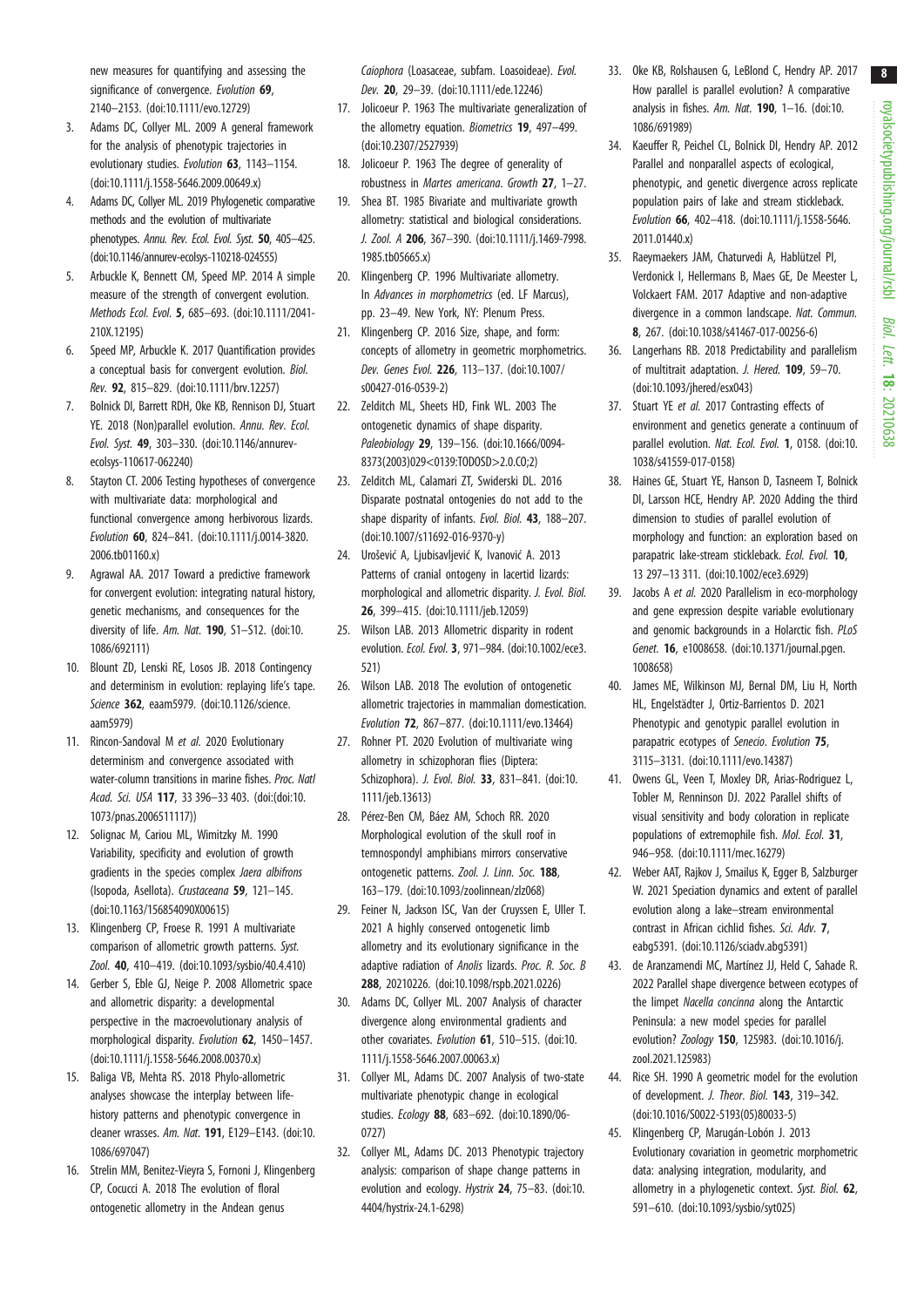new measures for quantifying and assessing the significance of convergence. *Evolution* **69**, 2140–2153. (doi:10.1111/evo.12729)

3. Adams DC, Collyer ML. 2009 A general framework for the analysis of phenotypic trajectories in evolutionary studies. *Evolution* **63**, 1143–1154. (doi:10.1111/j.1558-5646.2009.00649.x)
4. Adams DC, Collyer ML. 2019 Phylogenetic comparative methods and the evolution of multivariate phenotypes. *Annu. Rev. Ecol. Evol. Syst.* **50**, 405–425. (doi:10.1146/annurev-ecolsys-110218-024555)
5. Arbuckle K, Bennett CM, Speed MP. 2014 A simple measure of the strength of convergent evolution. *Methods Ecol. Evol.* **5**, 685–693. (doi:10.1111/2041-210X.12195)
6. Speed MP, Arbuckle K. 2017 Quantification provides a conceptual basis for convergent evolution. *Biol. Rev.* **92**, 815–829. (doi:10.1111/brv.12257)
7. Bolnick DI, Barrett RDH, Oke KB, Rennison DJ, Stuart YE. 2018 (Non)parallel evolution. *Annu. Rev. Ecol. Evol. Syst.* **49**, 303–330. (doi:10.1146/annurev-ecolsys-110617-062240)
8. Stayton CT. 2006 Testing hypotheses of convergence with multivariate data: morphological and functional convergence among herbivorous lizards. *Evolution* **60**, 824–841. (doi:10.1111/j.0014-3820.2006.tb01160.x)
9. Agrawal AA. 2017 Toward a predictive framework for convergent evolution: integrating natural history, genetic mechanisms, and consequences for the diversity of life. *Am. Nat.* **190**, S1–S12. (doi:10.1086/692111)
10. Blount ZD, Lenski RE, Losos JB. 2018 Contingency and determinism in evolution: replaying life's tape. *Science* **362**, eaam5979. (doi:10.1126/science.aam5979)
11. Rincon-Sandoval M *et al.* 2020 Evolutionary determinism and convergence associated with water-column transitions in marine fishes. *Proc. Natl Acad. Sci. USA* **117**, 33 396–33 403. (doi:(doi:10.1073/pnas.2006511117))
12. Solignac M, Cariou ML, Wimitzky M. 1990 Variability, specificity and evolution of growth gradients in the species complex *Jaera albifrons* (Isopoda, Asellota). *Crustaceana* **59**, 121–145. (doi:10.1163/156854090X00615)
13. Klingenberg CP, Froese R. 1991 A multivariate comparison of allometric growth patterns. *Syst. Zool.* **40**, 410–419. (doi:10.1093/sysbio/40.4.410)
14. Gerber S, Eble GJ, Neige P. 2008 Allometric space and allometric disparity: a developmental perspective in the macroevolutionary analysis of morphological disparity. *Evolution* **62**, 1450–1457. (doi:10.1111/j.1558-5646.2008.00370.x)
15. Baliga VB, Mehta RS. 2018 Phylo-allometric analyses showcase the interplay between life-history patterns and phenotypic convergence in cleaner wrasses. *Am. Nat.* **191**, E129–E143. (doi:10.1086/697047)
16. Strelin MM, Benitez-Vieyra S, Fornoni J, Klingenberg CP, Cocucci A. 2018 The evolution of floral ontogenetic allometry in the Andean genus *Caiophora* (Loasaceae, subfam. Loasoideae). *Evol. Dev.* **20**, 29–39. (doi:10.1111/ede.12246)
17. Jolicoeur P. 1963 The multivariate generalization of the allometry equation. *Biometrics* **19**, 497–499. (doi:10.2307/2527939)
18. Jolicoeur P. 1963 The degree of generality of robustness in *Martes americana*. *Growth* **27**, 1–27.
19. Shea BT. 1985 Bivariate and multivariate growth allometry: statistical and biological considerations. *J. Zool. A* **206**, 367–390. (doi:10.1111/j.1469-7998.1985.tb05665.x)
20. Klingenberg CP. 1996 Multivariate allometry. In *Advances in morphometrics* (ed. LF Marcus), pp. 23–49. New York, NY: Plenum Press.
21. Klingenberg CP. 2016 Size, shape, and form: concepts of allometry in geometric morphometrics. *Dev. Genes Evol.* **226**, 113–137. (doi:10.1007/s00427-016-0539-2)
22. Zelditch ML, Sheets HD, Fink WL. 2003 The ontogenetic dynamics of shape disparity. *Paleobiology* **29**, 139–156. (doi:10.1666/0094-8373(2003)029<0139:TODOSD>2.0.CO;2)
23. Zelditch ML, Calamari ZT, Swiderski DL. 2016 Disparate postnatal ontogenies do not add to the shape disparity of infants. *Evol. Biol.* **43**, 188–207. (doi:10.1007/s11692-016-9370-y)
24. Urošević A, Ljubisavljević K, Ivanović A. 2013 Patterns of cranial ontogeny in lacertid lizards: morphological and allometric disparity. *J. Evol. Biol.* **26**, 399–415. (doi:10.1111/jeb.12059)
25. Wilson LAB. 2013 Allometric disparity in rodent evolution. *Ecol. Evol.* **3**, 971–984. (doi:10.1002/ece3.521)
26. Wilson LAB. 2018 The evolution of ontogenetic allometric trajectories in mammalian domestication. *Evolution* **72**, 867–877. (doi:10.1111/evo.13464)
27. Rohner PT. 2020 Evolution of multivariate wing allometry in schizophoran flies (Diptera: Schizophora). *J. Evol. Biol.* **33**, 831–841. (doi:10.1111/jeb.13613)
28. Pérez-Ben CM, Báez AM, Schoch RR. 2020 Morphological evolution of the skull roof in temnospondyl amphibians mirrors conservative ontogenetic patterns. *Zool. J. Linn. Soc.* **188**, 163–179. (doi:10.1093/zoolinnean/zlz068)
29. Feiner N, Jackson ISC, Van der Cruyssen E, Uller T. 2021 A highly conserved ontogenetic limb allometry and its evolutionary significance in the adaptive radiation of *Anolis* lizards. *Proc. R. Soc. B* **288**, 20210226. (doi:10.1098/rspb.2021.0226)
30. Adams DC, Collyer ML. 2007 Analysis of character divergence along environmental gradients and other covariates. *Evolution* **61**, 510–515. (doi:10.1111/j.1558-5646.2007.00063.x)
31. Collyer ML, Adams DC. 2007 Analysis of two-state multivariate phenotypic change in ecological studies. *Ecology* **88**, 683–692. (doi:10.1890/06-0727)
32. Collyer ML, Adams DC. 2013 Phenotypic trajectory analysis: comparison of shape change patterns in evolution and ecology. *Hystrix* **24**, 75–83. (doi:10.4404/hystrix-24.1-6298)
33. Oke KB, Rolshausen G, LeBlond C, Hendry AP. 2017 How parallel is parallel evolution? A comparative analysis in fishes. *Am. Nat.* **190**, 1–16. (doi:10.1086/691989)
34. Kaeuffer R, Peichel CL, Bolnick DI, Hendry AP. 2012 Parallel and nonparallel aspects of ecological, phenotypic, and genetic divergence across replicate population pairs of lake and stream stickleback. *Evolution* **66**, 402–418. (doi:10.1111/j.1558-5646.2011.01440.x)
35. Raeymaekers JAM, Chaturvedi A, Hablützel PI, Verdonick I, Hellermans B, Maes GE, De Meester L, Volckaert FAM. 2017 Adaptive and non-adaptive divergence in a common landscape. *Nat. Commun.* **8**, 267. (doi:10.1038/s41467-017-00256-6)
36. Langerhans RB. 2018 Predictability and parallelism of multitrait adaptation. *J. Hered.* **109**, 59–70. (doi:10.1093/jhered/esx043)
37. Stuart YE *et al.* 2017 Contrasting effects of environment and genetics generate a continuum of parallel evolution. *Nat. Ecol. Evol.* **1**, 0158. (doi:10.1038/s41559-017-0158)
38. Haines GE, Stuart YE, Hanson D, Tasneem T, Bolnick DI, Larsson HCE, Hendry AP. 2020 Adding the third dimension to studies of parallel evolution of morphology and function: an exploration based on parapatric lake-stream stickleback. *Ecol. Evol.* **10**, 13 297–13 311. (doi:10.1002/ece3.6929)
39. Jacobs A *et al.* 2020 Parallelism in eco-morphology and gene expression despite variable evolutionary and genomic backgrounds in a Holarctic fish. *PLoS Genet.* **16**, e1008658. (doi:10.1371/journal.pgen.1008658)
40. James ME, Wilkinson MJ, Bernal DM, Liu H, North HL, Engelstädter J, Ortiz-Barrientos D. 2021 Phenotypic and genotypic parallel evolution in parapatric ecotypes of *Senecio*. *Evolution* **75**, 3115–3131. (doi:10.1111/evo.14387)
41. Owens GL, Veen T, Moxley DR, Arias-Rodriguez L, Tobler M, Renninson DJ. 2022 Parallel shifts of visual sensitivity and body coloration in replicate populations of extremophile fish. *Mol. Ecol.* **31**, 946–958. (doi:10.1111/mec.16279)
42. Weber AAT, Rajkov J, Smailus K, Egger B, Salzburger W. 2021 Speciation dynamics and extent of parallel evolution along a lake–stream environmental contrast in African cichlid fishes. *Sci. Adv.* **7**, eabg5391. (doi:10.1126/sciadv.abg5391)
43. de Aranzamendi MC, Martínez JJ, Held C, Sahade R. 2022 Parallel shape divergence between ecotypes of the limpet *Nacella concinna* along the Antarctic Peninsula: a new model species for parallel evolution? *Zoology* **150**, 125983. (doi:10.1016/j.zool.2021.125983)
44. Rice SH. 1990 A geometric model for the evolution of development. *J. Theor. Biol.* **143**, 319–342. (doi:10.1016/S0022-5193(05)80033-5)
45. Klingenberg CP, Marugán-Lobón J. 2013 Evolutionary covariation in geometric morphometric data: analysing integration, modularity, and allometry in a phylogenetic context. *Syst. Biol.* **62**, 591–610. (doi:10.1093/sysbio/syt025)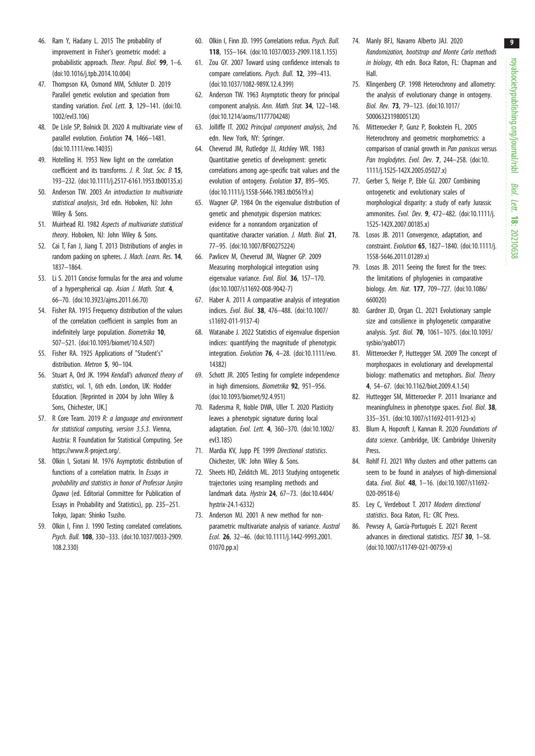46. Ram Y, Hadany L. 2015 The probability of improvement in Fisher's geometric model: a probabilistic approach. *Theor. Popul. Biol.* **99**, 1–6. (doi:10.1016/j.tpb.2014.10.004)
47. Thompson KA, Osmond MM, Schluter D. 2019 Parallel genetic evolution and speciation from standing variation. *Evol. Lett.* **3**, 129–141. (doi:10.1002/evl3.106)
48. De Lisle SP, Bolnick DI. 2020 A multivariate view of parallel evolution. *Evolution* **74**, 1466–1481. (doi:10.1111/evo.14035)
49. Hotelling H. 1953 New light on the correlation coefficient and its transforms. *J. R. Stat. Soc. B* **15**, 193–232. (doi:10.1111/j.2517-6161.1953.tb00135.x)
50. Anderson TW. 2003 *An introduction to multivariate statistical analysis*, 3rd edn. Hoboken, NJ: John Wiley & Sons.
51. Muirhead RJ. 1982 *Aspects of multivariate statistical theory*. Hoboken, NJ: John Wiley & Sons.
52. Cai T, Fan J, Jiang T. 2013 Distributions of angles in random packing on spheres. *J. Mach. Learn. Res.* **14**, 1837–1864.
53. Li S. 2011 Concise formulas for the area and volume of a hyperspherical cap. *Asian J. Math. Stat.* **4**, 66–70. (doi:10.3923/ajms.2011.66.70)
54. Fisher RA. 1915 Frequency distribution of the values of the correlation coefficient in samples from an indefinitely large population. *Biometrika* **10**, 507–521. (doi:10.1093/biomet/10.4.507)
55. Fisher RA. 1925 Applications of "Student's" distribution. *Metron* **5**, 90–104.
56. Stuart A, Ord JK. 1994 *Kendall's advanced theory of statistics*, vol. 1, 6th edn. London, UK: Hodder Education. [Reprinted in 2004 by John Wiley & Sons, Chichester, UK.]
57. R Core Team. 2019 *R: a language and environment for statistical computing, version 3.5.3*. Vienna, Austria: R Foundation for Statistical Computing. See https://www.R-project.org/.
58. Olkin I, Siotani M. 1976 Asymptotic distribution of functions of a correlation matrix. In *Essays in probability and statistics in honor of Professor Junjiro Ogawa* (ed. Editorial Committee for Publication of Essays in Probability and Statistics), pp. 235–251. Tokyo, Japan: Shinko Tsusho.
59. Olkin I, Finn J. 1990 Testing correlated correlations. *Psych. Bull.* **108**, 330–333. (doi:10.1037/0033-2909.108.2.330)
60. Olkin I, Finn JD. 1995 Correlations redux. *Psych. Bull.* **118**, 155–164. (doi:10.1037/0033-2909.118.1.155)
61. Zou GY. 2007 Toward using confidence intervals to compare correlations. *Psych. Bull.* **12**, 399–413. (doi:10.1037/1082-989X.12.4.399)
62. Anderson TW. 1963 Asymptotic theory for principal component analysis. *Ann. Math. Stat.* **34**, 122–148. (doi:10.1214/aoms/1177704248)
63. Jolliffe IT. 2002 *Principal component analysis*, 2nd edn. New York, NY: Springer.
64. Cheverud JM, Rutledge JJ, Atchley WR. 1983 Quantitative genetics of development: genetic correlations among age-specific trait values and the evolution of ontogeny. *Evolution* **37**, 895–905. (doi:10.1111/j.1558-5646.1983.tb05619.x)
65. Wagner GP. 1984 On the eigenvalue distribution of genetic and phenotypic dispersion matrices: evidence for a nonrandom organization of quantitative character variation. *J. Math. Biol.* **21**, 77–95. (doi:10.1007/BF00275224)
66. Pavlicev M, Cheverud JM, Wagner GP. 2009 Measuring morphological integration using eigenvalue variance. *Evol. Biol.* **36**, 157–170. (doi:10.1007/s11692-008-9042-7)
67. Haber A. 2011 A comparative analysis of integration indices. *Evol. Biol.* **38**, 476–488. (doi:10.1007/s11692-011-9137-4)
68. Watanabe J. 2022 Statistics of eigenvalue dispersion indices: quantifying the magnitude of phenotypic integration. *Evolution* **76**, 4–28. (doi:10.1111/evo.14382)
69. Schott JR. 2005 Testing for complete independence in high dimensions. *Biometrika* **92**, 951–956. (doi:10.1093/biomet/92.4.951)
70. Radersma R, Noble DWA, Uller T. 2020 Plasticity leaves a phenotypic signature during local adaptation. *Evol. Lett.* **4**, 360–370. (doi:10.1002/evl3.185)
71. Mardia KV, Jupp PE 1999 *Directional statistics*. Chichester, UK: John Wiley & Sons.
72. Sheets HD, Zelditch ML. 2013 Studying ontogenetic trajectories using resampling methods and landmark data. *Hystrix* **24**, 67–73. (doi:10.4404/hystrix-24.1-6332)
73. Anderson MJ. 2001 A new method for non-parametric multivariate analysis of variance. *Austral Ecol.* **26**, 32–46. (doi:10.1111/j.1442-9993.2001.01070.pp.x)
74. Manly BFJ, Navarro Alberto JAJ. 2020 *Randomization, bootstrap and Monte Carlo methods in biology*, 4th edn. Boca Raton, FL: Chapman and Hall.
75. Klingenberg CP. 1998 Heterochrony and allometry: the analysis of evolutionary change in ontogeny. *Biol. Rev.* **73**, 79–123. (doi:10.1017/S000632319800512X)
76. Mitteroecker P, Gunz P, Bookstein FL. 2005 Heterochrony and geometric morphometrics: a comparison of cranial growth in *Pan paniscus* versus *Pan troglodytes*. *Evol. Dev.* **7**, 244–258. (doi:10.1111/j.1525-142X.2005.05027.x)
77. Gerber S, Neige P, Eble GJ. 2007 Combining ontogenetic and evolutionary scales of morphological disparity: a study of early Jurassic ammonites. *Evol. Dev.* **9**, 472–482. (doi:10.1111/j.1525-142X.2007.00185.x)
78. Losos JB. 2011 Convergence, adaptation, and constraint. *Evolution* **65**, 1827–1840. (doi:10.1111/j.1558-5646.2011.01289.x)
79. Losos JB. 2011 Seeing the forest for the trees: the limitations of phylogenies in comparative biology. *Am. Nat.* **177**, 709–727. (doi:10.1086/660020)
80. Gardner JD, Organ CL. 2021 Evolutionary sample size and consilience in phylogenetic comparative analysis. *Syst. Biol.* **70**, 1061–1075. (doi:10.1093/sysbio/syab017)
81. Mitteroecker P, Huttegger SM. 2009 The concept of morphospaces in evolutionary and developmental biology: mathematics and metophors. *Biol. Theory* **4**, 54–67. (doi:10.1162/biot.2009.4.1.54)
82. Huttegger SM, Mitteroecker P. 2011 Invariance and meaningfulness in phenotype spaces. *Evol. Biol.* **38**, 335–351. (doi:10.1007/s11692-011-9123-x)
83. Blum A, Hopcroft J, Kannan R. 2020 *Foundations of data science*. Cambridge, UK: Cambridge University Press.
84. Rohlf FJ. 2021 Why clusters and other patterns can seem to be found in analyses of high-dimensional data. *Evol. Biol.* **48**, 1–16. (doi:10.1007/s11692-020-09518-6)
85. Ley C, Verdebout T. 2017 *Modern directional statistics*. Boca Raton, FL: CRC Press.
86. Pewsey A, García-Portugués E. 2021 Recent advances in directional statistics. *TEST* **30**, 1–58. (doi:10.1007/s11749-021-00759-x)